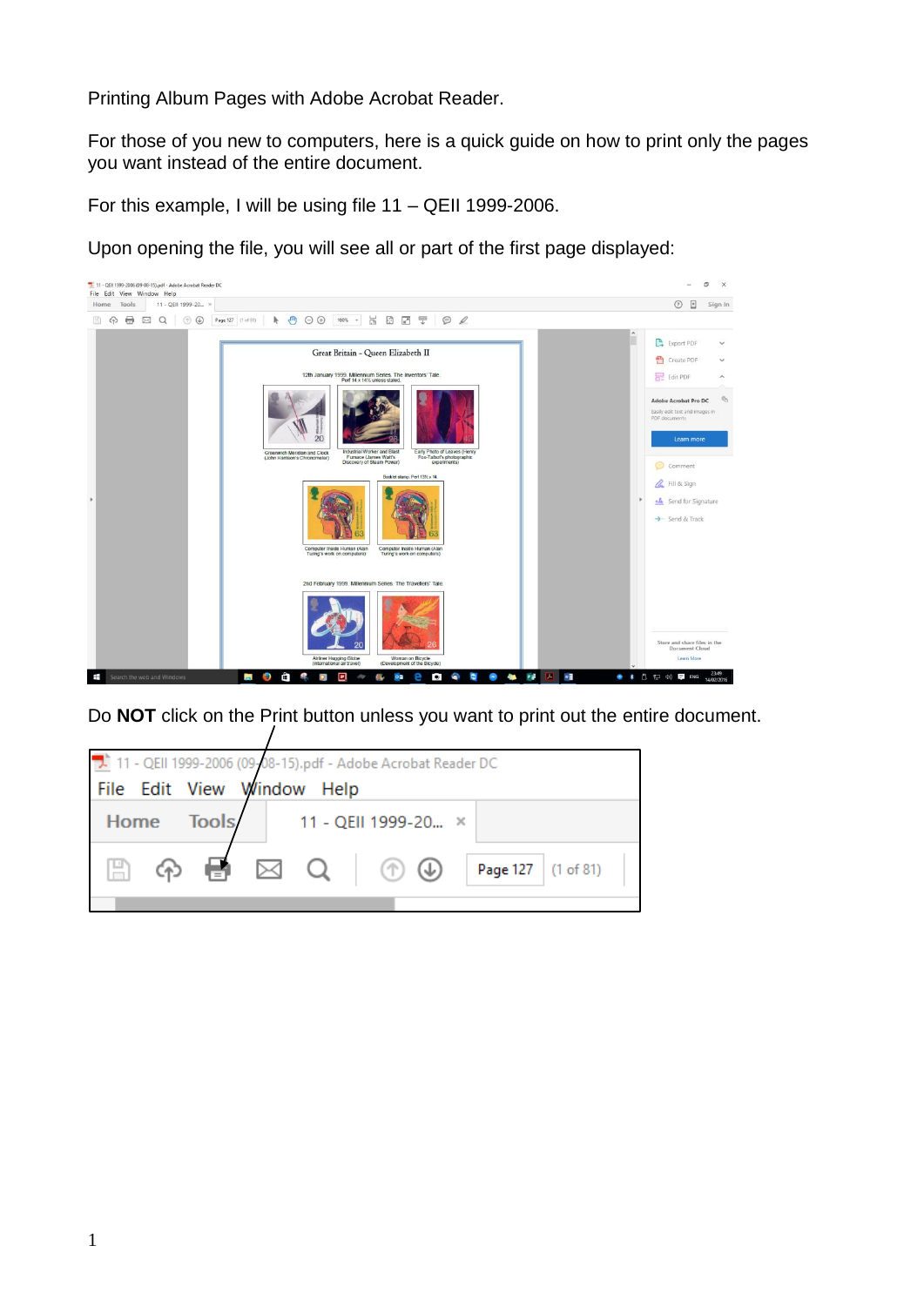Printing Album Pages with Adobe Acrobat Reader.

For those of you new to computers, here is a quick guide on how to print only the pages you want instead of the entire document.

For this example, I will be using file 11 – QEII 1999-2006.

Upon opening the file, you will see all or part of the first page displayed:

Do **NOT** click on the Print button unless you want to print out the entire document.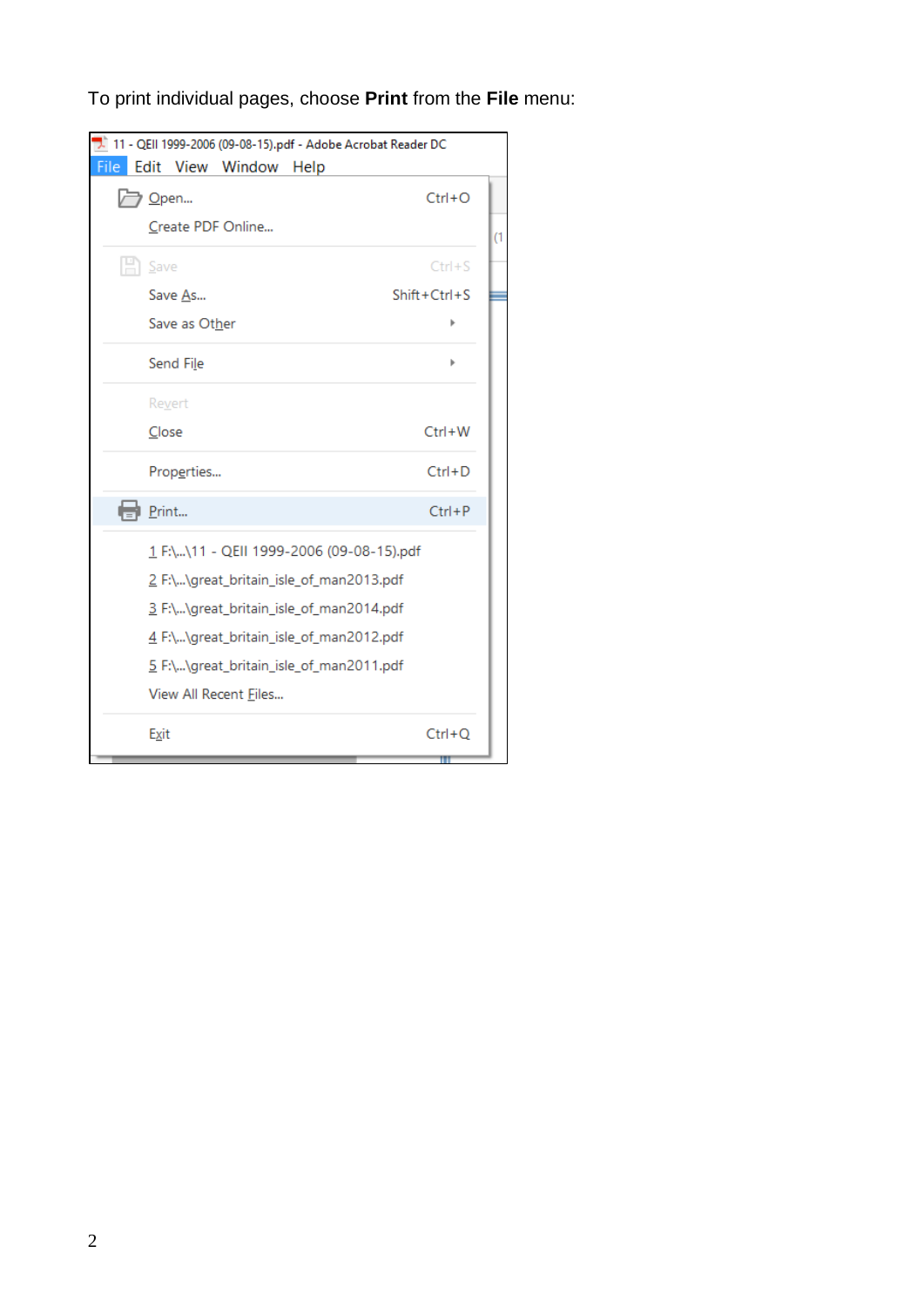To print individual pages, choose **Print** from the **File** menu: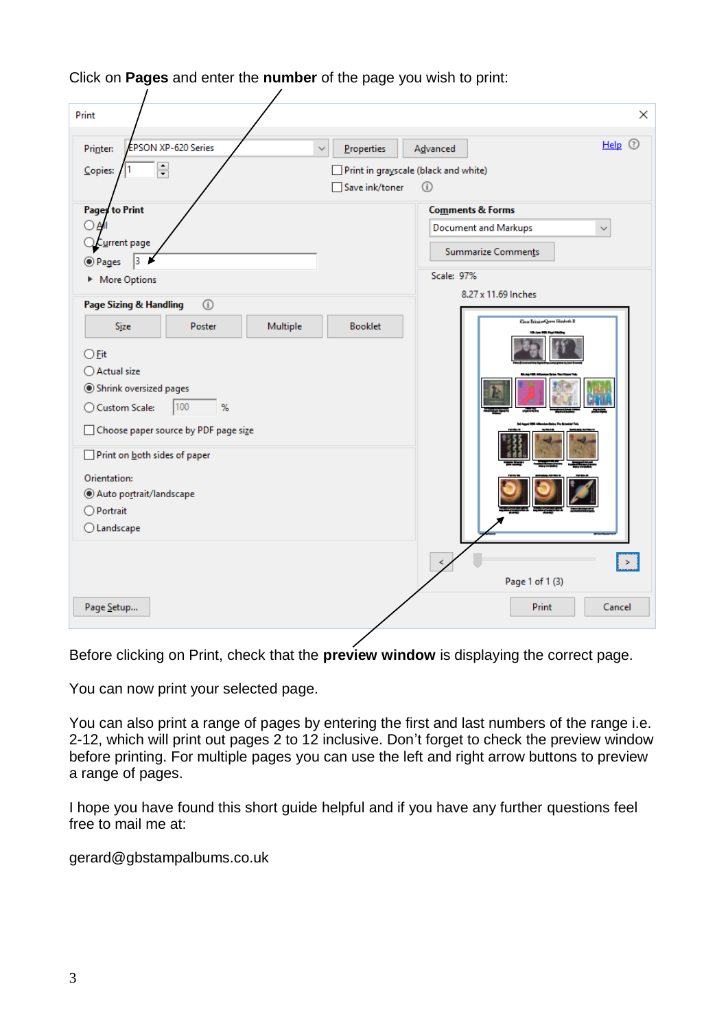Click on **Pages** and enter the **number** of the page you wish to print:

Before clicking on Print, check that the **preview window** is displaying the correct page.

You can now print your selected page.

You can also print a range of pages by entering the first and last numbers of the range i.e. 2-12, which will print out pages 2 to 12 inclusive. Don't forget to check the preview window before printing. For multiple pages you can use the left and right arrow buttons to preview a range of pages.

I hope you have found this short guide helpful and if you have any further questions feel free to mail me at:

gerard@gbstampalbums.co.uk